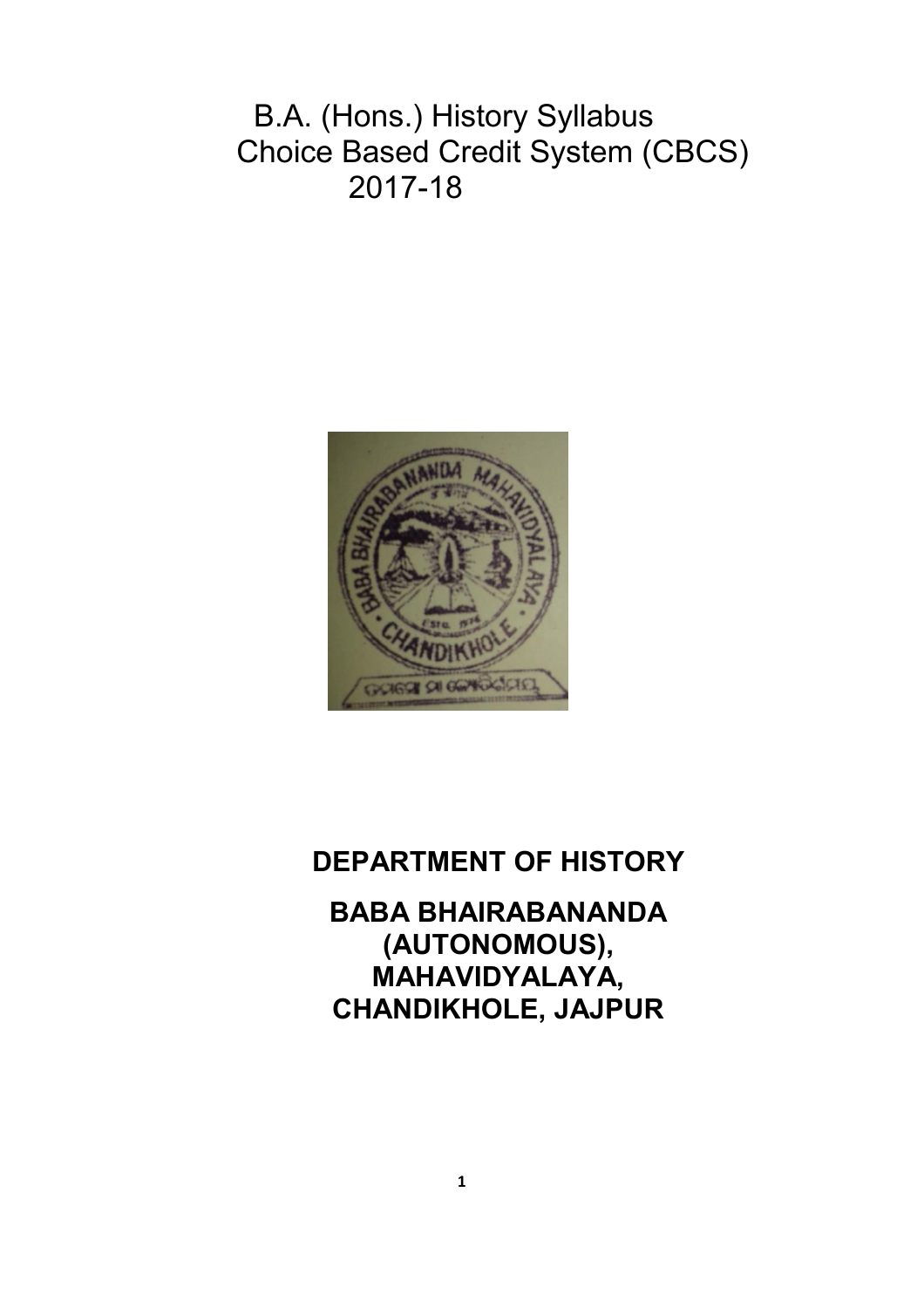# B.A. (Hons.) History Syllabus

## Choice Based Credit System (CBCS)

## 2017-18

**DEPARTMENT OF HISTORY**

**BABA BHAIRABANANDA (AUTONOMOUS), MAHAVIDYALAYA, CHANDIKHOLE, JAJPUR**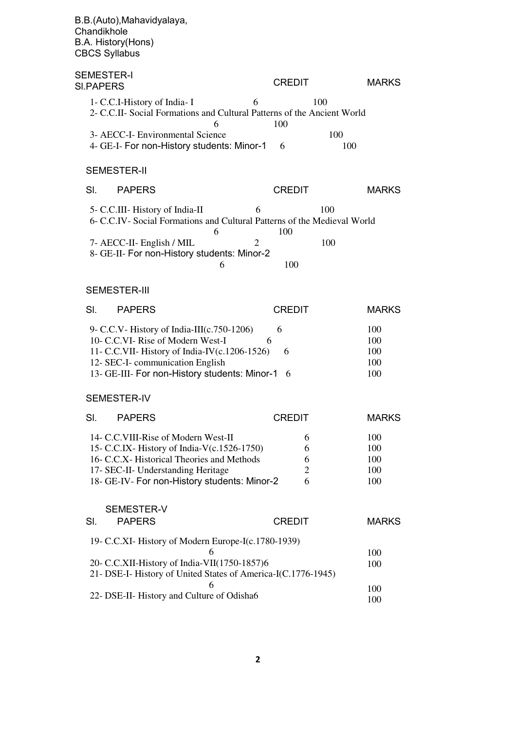B.B.(Auto),Mahavidyalaya,
Chandikhole
B.A. History(Hons)
CBCS Syllabus

## SEMESTER-I

| Sl. PAPERS | CREDIT | MARKS |
|---|---|---|
| 1- C.C.I-History of India- I | 6 | 100 |
| 2- C.C.II- Social Formations and Cultural Patterns of the Ancient World | 6 | 100 |
| 3- AECC-I- Environmental Science | | 100 |
| 4- GE-I- For non-History students: Minor-1 | 6 | 100 |

## SEMESTER-II

| Sl. PAPERS | CREDIT | MARKS |
|---|---|---|
| 5- C.C.III- History of India-II | 6 | 100 |
| 6- C.C.IV- Social Formations and Cultural Patterns of the Medieval World | 6 | 100 |
| 7- AECC-II- English / MIL | 2 | 100 |
| 8- GE-II- For non-History students: Minor-2 | 6 | 100 |

## SEMESTER-III

| Sl. PAPERS | CREDIT | MARKS |
|---|---|---|
| 9- C.C.V- History of India-III(c.750-1206) | 6 | 100 |
| 10- C.C.VI- Rise of Modern West-I | 6 | 100 |
| 11- C.C.VII- History of India-IV(c.1206-1526) | 6 | 100 |
| 12- SEC-I- communication English | | 100 |
| 13- GE-III- For non-History students: Minor-1 | 6 | 100 |

## SEMESTER-IV

| Sl. PAPERS | CREDIT | MARKS |
|---|---|---|
| 14- C.C.VIII-Rise of Modern West-II | 6 | 100 |
| 15- C.C.IX- History of India-V(c.1526-1750) | 6 | 100 |
| 16- C.C.X- Historical Theories and Methods | 6 | 100 |
| 17- SEC-II- Understanding Heritage | 2 | 100 |
| 18- GE-IV- For non-History students: Minor-2 | 6 | 100 |

## SEMESTER-V

| Sl. PAPERS | CREDIT | MARKS |
|---|---|---|
| 19- C.C.XI- History of Modern Europe-I(c.1780-1939) | 6 | 100 |
| 20- C.C.XII-History of India-VII(1750-1857) | 6 | 100 |
| 21- DSE-I- History of United States of America-I(C.1776-1945) | 6 | 100 |
| 22- DSE-II- History and Culture of Odisha | 6 | 100 |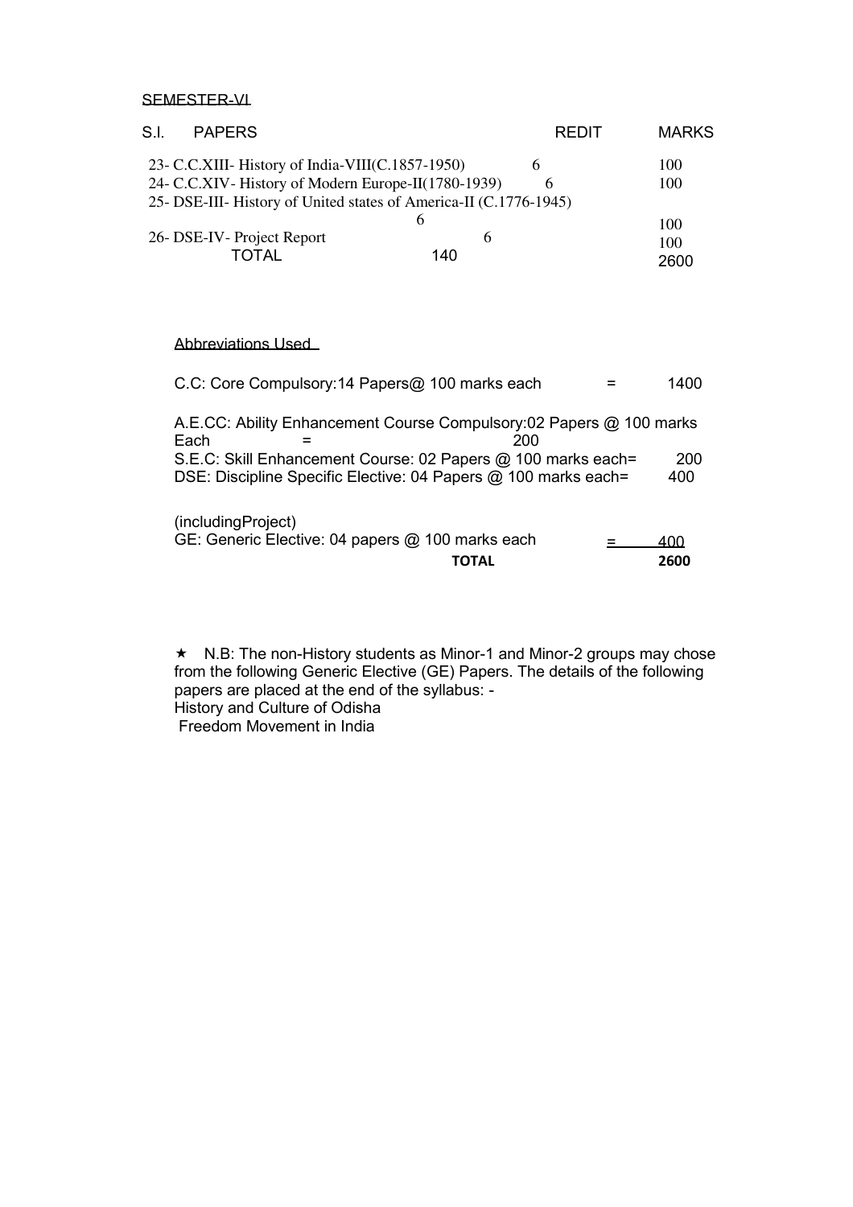SEMESTER-VI

| S.I. | PAPERS | REDIT | MARKS |
|---|---|---|---|
| 23- | C.C.XIII- History of India-VIII(C.1857-1950) | 6 | 100 |
| 24- | C.C.XIV- History of Modern Europe-II(1780-1939) | 6 | 100 |
| 25- | DSE-III- History of United states of America-II (C.1776-1945) | 6 | 100 |
| 26- | DSE-IV- Project Report | 6 | 100 |
| | TOTAL | 140 | 2600 |

Abbreviations Used

C.C: Core Compulsory:14 Papers@ 100 marks each = 1400

A.E.CC: Ability Enhancement Course Compulsory:02 Papers @ 100 marks Each = 200

S.E.C: Skill Enhancement Course: 02 Papers @ 100 marks each= 200

DSE: Discipline Specific Elective: 04 Papers @ 100 marks each= 400

(includingProject)

GE: Generic Elective: 04 papers @ 100 marks each = 400

**TOTAL 2600**

★ N.B: The non-History students as Minor-1 and Minor-2 groups may chose from the following Generic Elective (GE) Papers. The details of the following papers are placed at the end of the syllabus: -

History and Culture of Odisha

Freedom Movement in India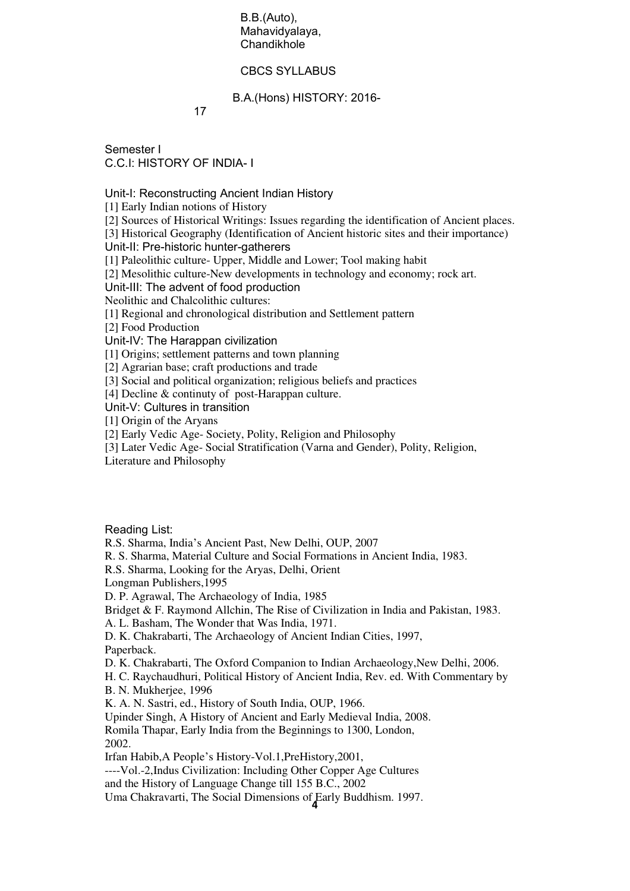B.B.(Auto),
Mahavidyalaya,
Chandikhole

CBCS SYLLABUS

B.A.(Hons) HISTORY: 2016-17

## Semester I

## C.C.I: HISTORY OF INDIA- I

### Unit-I: Reconstructing Ancient Indian History

[1] Early Indian notions of History

[2] Sources of Historical Writings: Issues regarding the identification of Ancient places.

[3] Historical Geography (Identification of Ancient historic sites and their importance)

### Unit-II: Pre-historic hunter-gatherers

[1] Paleolithic culture- Upper, Middle and Lower; Tool making habit

[2] Mesolithic culture-New developments in technology and economy; rock art.

### Unit-III: The advent of food production

Neolithic and Chalcolithic cultures:

[1] Regional and chronological distribution and Settlement pattern

[2] Food Production

### Unit-IV: The Harappan civilization

[1] Origins; settlement patterns and town planning

[2] Agrarian base; craft productions and trade

[3] Social and political organization; religious beliefs and practices

[4] Decline & continuty of post-Harappan culture.

### Unit-V: Cultures in transition

[1] Origin of the Aryans

[2] Early Vedic Age- Society, Polity, Religion and Philosophy

[3] Later Vedic Age- Social Stratification (Varna and Gender), Polity, Religion, Literature and Philosophy

### Reading List:

R.S. Sharma, India's Ancient Past, New Delhi, OUP, 2007

R. S. Sharma, Material Culture and Social Formations in Ancient India, 1983.

R.S. Sharma, Looking for the Aryas, Delhi, Orient Longman Publishers,1995

D. P. Agrawal, The Archaeology of India, 1985

Bridget & F. Raymond Allchin, The Rise of Civilization in India and Pakistan, 1983.

A. L. Basham, The Wonder that Was India, 1971.

D. K. Chakrabarti, The Archaeology of Ancient Indian Cities, 1997, Paperback.

D. K. Chakrabarti, The Oxford Companion to Indian Archaeology,New Delhi, 2006.

H. C. Raychaudhuri, Political History of Ancient India, Rev. ed. With Commentary by B. N. Mukherjee, 1996

K. A. N. Sastri, ed., History of South India, OUP, 1966.

Upinder Singh, A History of Ancient and Early Medieval India, 2008.

Romila Thapar, Early India from the Beginnings to 1300, London, 2002.

Irfan Habib,A People's History-Vol.1,PreHistory,2001,

----Vol.-2,Indus Civilization: Including Other Copper Age Cultures and the History of Language Change till 155 B.C., 2002

Uma Chakravarti, The Social Dimensions of Early Buddhism. 1997.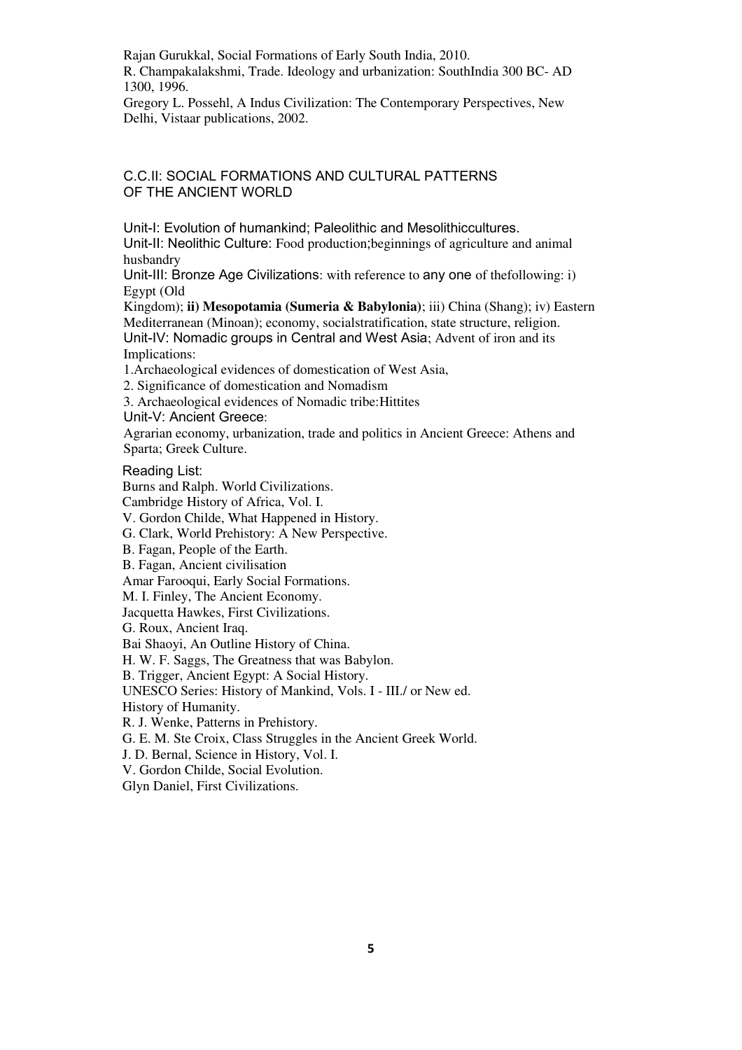Rajan Gurukkal, Social Formations of Early South India, 2010.
R. Champakalakshmi, Trade. Ideology and urbanization: SouthIndia 300 BC- AD 1300, 1996.
Gregory L. Possehl, A Indus Civilization: The Contemporary Perspectives, New Delhi, Vistaar publications, 2002.

## C.C.II: SOCIAL FORMATIONS AND CULTURAL PATTERNS OF THE ANCIENT WORLD

Unit-I: Evolution of humankind; Paleolithic and Mesolithiccultures.
Unit-II: Neolithic Culture: Food production;beginnings of agriculture and animal husbandry
Unit-III: Bronze Age Civilizations: with reference to any one of thefollowing: i) Egypt (Old Kingdom); **ii) Mesopotamia (Sumeria & Babylonia)**; iii) China (Shang); iv) Eastern Mediterranean (Minoan); economy, socialstratification, state structure, religion.
Unit-IV: Nomadic groups in Central and West Asia; Advent of iron and its Implications:

1. Archaeological evidences of domestication of West Asia,
2. Significance of domestication and Nomadism
3. Archaeological evidences of Nomadic tribe:Hittites

Unit-V: Ancient Greece:
Agrarian economy, urbanization, trade and politics in Ancient Greece: Athens and Sparta; Greek Culture.

Reading List:
Burns and Ralph. World Civilizations.
Cambridge History of Africa, Vol. I.
V. Gordon Childe, What Happened in History.
G. Clark, World Prehistory: A New Perspective.
B. Fagan, People of the Earth.
B. Fagan, Ancient civilisation
Amar Farooqui, Early Social Formations.
M. I. Finley, The Ancient Economy.
Jacquetta Hawkes, First Civilizations.
G. Roux, Ancient Iraq.
Bai Shaoyi, An Outline History of China.
H. W. F. Saggs, The Greatness that was Babylon.
B. Trigger, Ancient Egypt: A Social History.
UNESCO Series: History of Mankind, Vols. I - III./ or New ed. History of Humanity.
R. J. Wenke, Patterns in Prehistory.
G. E. M. Ste Croix, Class Struggles in the Ancient Greek World.
J. D. Bernal, Science in History, Vol. I.
V. Gordon Childe, Social Evolution.
Glyn Daniel, First Civilizations.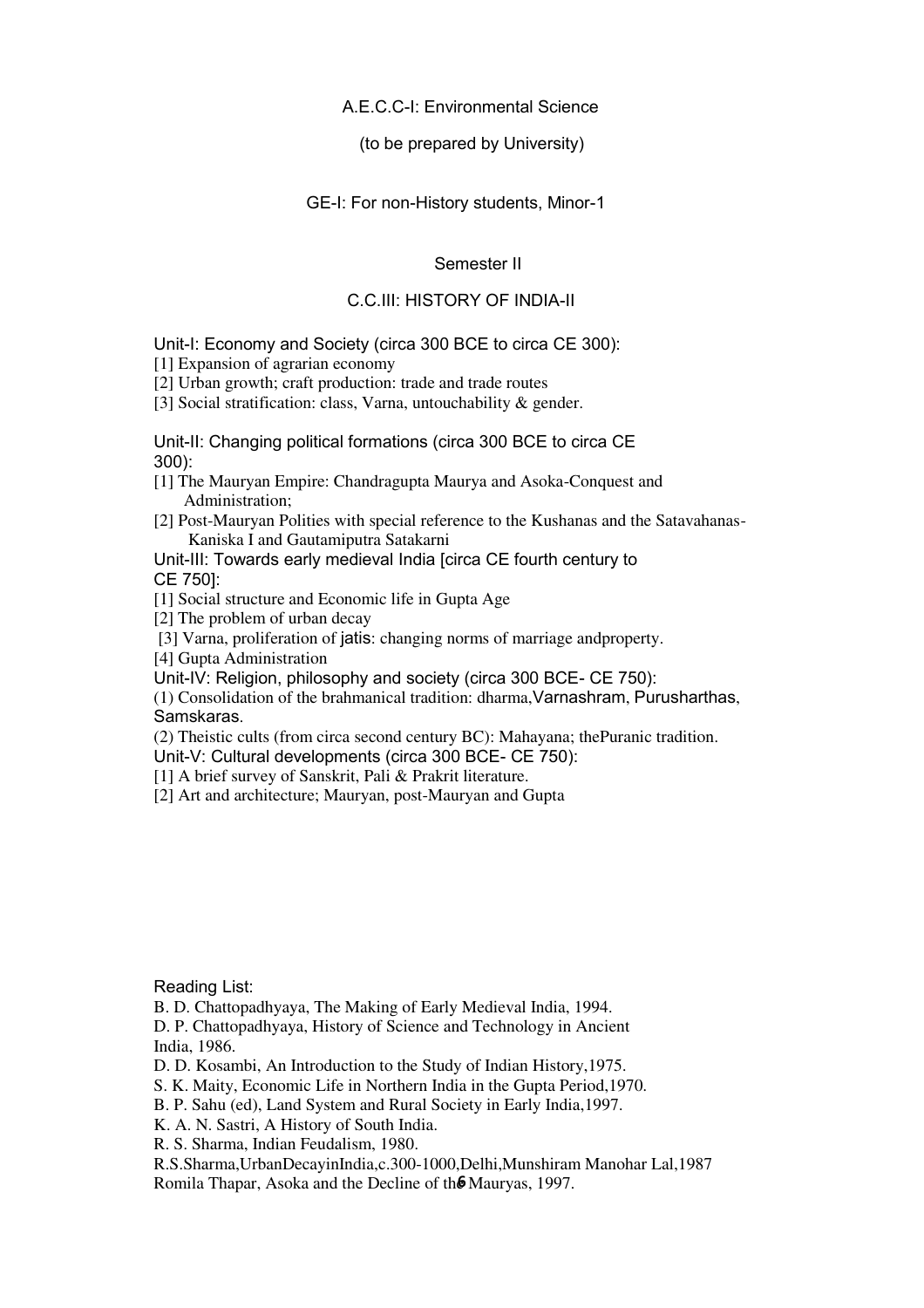A.E.C.C-I: Environmental Science

(to be prepared by University)

GE-I: For non-History students, Minor-1

## Semester II

## C.C.III: HISTORY OF INDIA-II

### Unit-I: Economy and Society (circa 300 BCE to circa CE 300):

[1] Expansion of agrarian economy

[2] Urban growth; craft production: trade and trade routes

[3] Social stratification: class, Varna, untouchability & gender.

### Unit-II: Changing political formations (circa 300 BCE to circa CE 300):

[1] The Mauryan Empire: Chandragupta Maurya and Asoka-Conquest and Administration;

[2] Post-Mauryan Polities with special reference to the Kushanas and the Satavahanas- Kaniska I and Gautamiputra Satakarni

### Unit-III: Towards early medieval India [circa CE fourth century to CE 750]:

[1] Social structure and Economic life in Gupta Age

[2] The problem of urban decay

[3] Varna, proliferation of jatis: changing norms of marriage andproperty.

[4] Gupta Administration

### Unit-IV: Religion, philosophy and society (circa 300 BCE- CE 750):

(1) Consolidation of the brahmanical tradition: dharma,Varnashram, Purusharthas, Samskaras.

(2) Theistic cults (from circa second century BC): Mahayana; thePuranic tradition.

### Unit-V: Cultural developments (circa 300 BCE- CE 750):

[1] A brief survey of Sanskrit, Pali & Prakrit literature.

[2] Art and architecture; Mauryan, post-Mauryan and Gupta

Reading List:

B. D. Chattopadhyaya, The Making of Early Medieval India, 1994.

D. P. Chattopadhyaya, History of Science and Technology in Ancient India, 1986.

D. D. Kosambi, An Introduction to the Study of Indian History,1975.

S. K. Maity, Economic Life in Northern India in the Gupta Period,1970.

B. P. Sahu (ed), Land System and Rural Society in Early India,1997.

K. A. N. Sastri, A History of South India.

R. S. Sharma, Indian Feudalism, 1980.

R.S.Sharma,UrbanDecayinIndia,c.300-1000,Delhi,Munshiram Manohar Lal,1987

Romila Thapar, Asoka and the Decline of the Mauryas, 1997.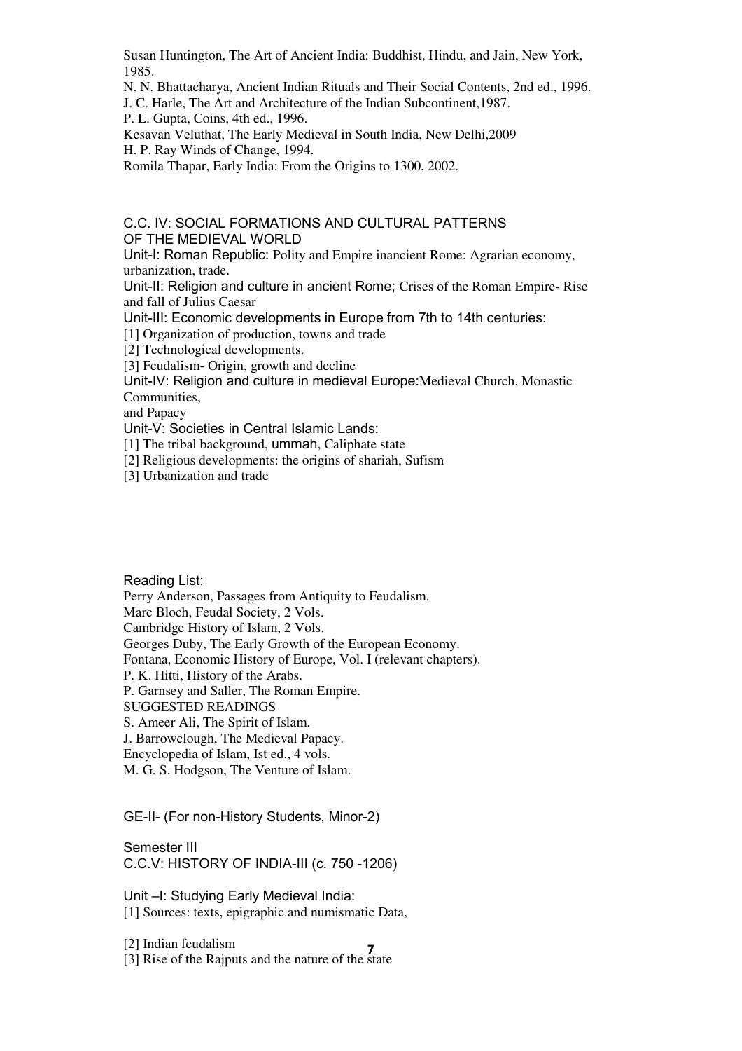Susan Huntington, The Art of Ancient India: Buddhist, Hindu, and Jain, New York, 1985.

N. N. Bhattacharya, Ancient Indian Rituals and Their Social Contents, 2nd ed., 1996.

J. C. Harle, The Art and Architecture of the Indian Subcontinent,1987.

P. L. Gupta, Coins, 4th ed., 1996.

Kesavan Veluthat, The Early Medieval in South India, New Delhi,2009

H. P. Ray Winds of Change, 1994.

Romila Thapar, Early India: From the Origins to 1300, 2002.

## C.C. IV: SOCIAL FORMATIONS AND CULTURAL PATTERNS OF THE MEDIEVAL WORLD

Unit-I: Roman Republic: Polity and Empire inancient Rome: Agrarian economy, urbanization, trade.

Unit-II: Religion and culture in ancient Rome; Crises of the Roman Empire- Rise and fall of Julius Caesar

Unit-III: Economic developments in Europe from 7th to 14th centuries:

[1] Organization of production, towns and trade

[2] Technological developments.

[3] Feudalism- Origin, growth and decline

Unit-IV: Religion and culture in medieval Europe:Medieval Church, Monastic Communities,
and Papacy

Unit-V: Societies in Central Islamic Lands:

[1] The tribal background, ummah, Caliphate state

[2] Religious developments: the origins of shariah, Sufism

[3] Urbanization and trade

Reading List:

Perry Anderson, Passages from Antiquity to Feudalism.

Marc Bloch, Feudal Society, 2 Vols.

Cambridge History of Islam, 2 Vols.

Georges Duby, The Early Growth of the European Economy.

Fontana, Economic History of Europe, Vol. I (relevant chapters).

P. K. Hitti, History of the Arabs.

P. Garnsey and Saller, The Roman Empire.

SUGGESTED READINGS

S. Ameer Ali, The Spirit of Islam.

J. Barrowclough, The Medieval Papacy.

Encyclopedia of Islam, Ist ed., 4 vols.

M. G. S. Hodgson, The Venture of Islam.

GE-II- (For non-History Students, Minor-2)

## Semester III

## C.C.V: HISTORY OF INDIA-III (c. 750 -1206)

Unit –I: Studying Early Medieval India:

[1] Sources: texts, epigraphic and numismatic Data,

[2] Indian feudalism

[3] Rise of the Rajputs and the nature of the state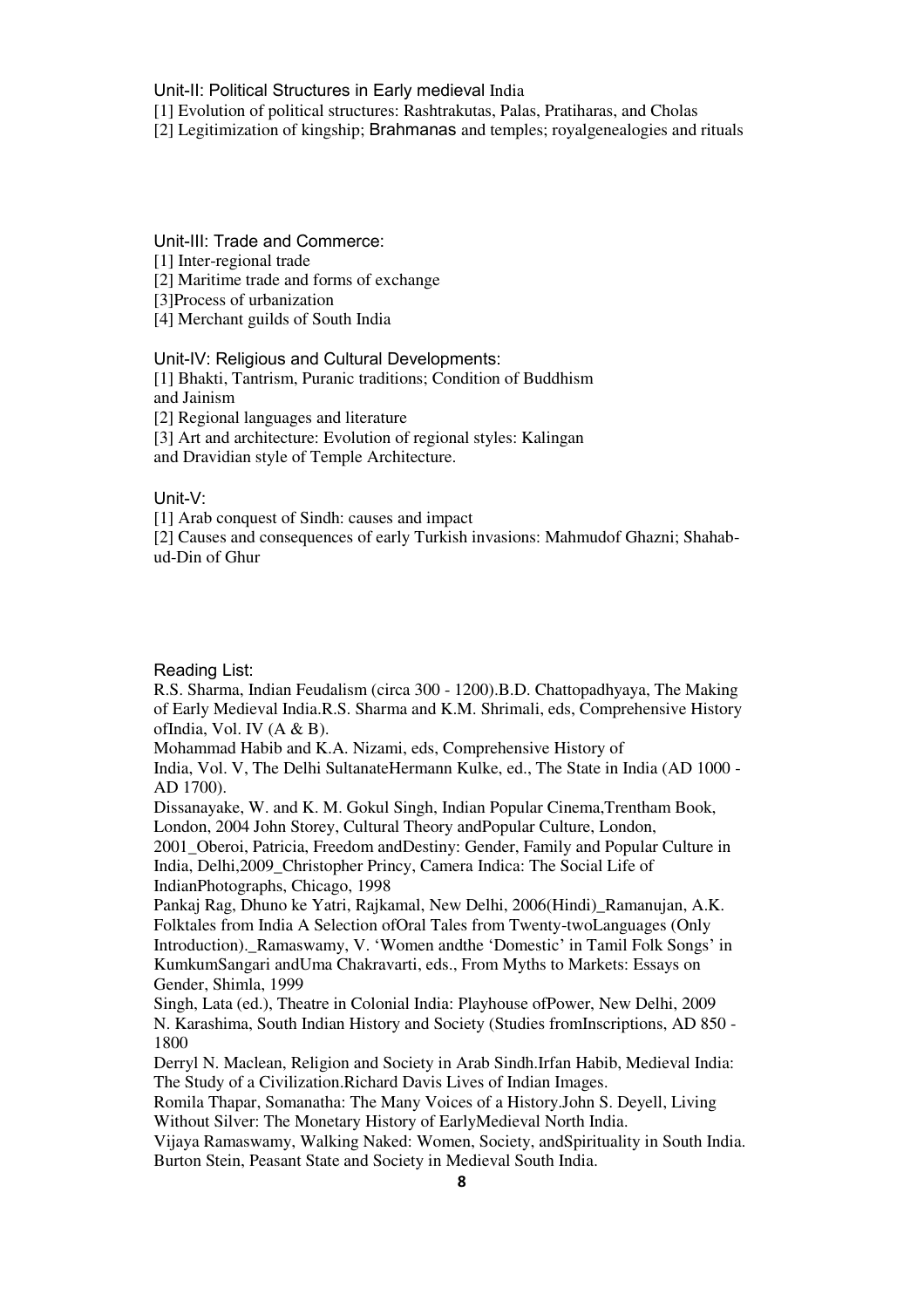Unit-II: Political Structures in Early medieval India

[1] Evolution of political structures: Rashtrakutas, Palas, Pratiharas, and Cholas

[2] Legitimization of kingship; Brahmanas and temples; royalgenealogies and rituals

Unit-III: Trade and Commerce:

[1] Inter-regional trade

[2] Maritime trade and forms of exchange

[3]Process of urbanization

[4] Merchant guilds of South India

Unit-IV: Religious and Cultural Developments:

[1] Bhakti, Tantrism, Puranic traditions; Condition of Buddhism and Jainism

[2] Regional languages and literature

[3] Art and architecture: Evolution of regional styles: Kalingan and Dravidian style of Temple Architecture.

Unit-V:

[1] Arab conquest of Sindh: causes and impact

[2] Causes and consequences of early Turkish invasions: Mahmudof Ghazni; Shahab-ud-Din of Ghur

Reading List:

R.S. Sharma, Indian Feudalism (circa 300 - 1200).B.D. Chattopadhyaya, The Making of Early Medieval India.R.S. Sharma and K.M. Shrimali, eds, Comprehensive History ofIndia, Vol. IV (A & B).

Mohammad Habib and K.A. Nizami, eds, Comprehensive History of India, Vol. V, The Delhi SultanateHermann Kulke, ed., The State in India (AD 1000 - AD 1700).

Dissanayake, W. and K. M. Gokul Singh, Indian Popular Cinema,Trentham Book, London, 2004 John Storey, Cultural Theory andPopular Culture, London, 2001_Oberoi, Patricia, Freedom andDestiny: Gender, Family and Popular Culture in India, Delhi,2009_Christopher Princy, Camera Indica: The Social Life of IndianPhotographs, Chicago, 1998

Pankaj Rag, Dhuno ke Yatri, Rajkamal, New Delhi, 2006(Hindi)_Ramanujan, A.K. Folktales from India A Selection ofOral Tales from Twenty-twoLanguages (Only Introduction)._Ramaswamy, V. 'Women andthe 'Domestic' in Tamil Folk Songs' in KumkumSangari andUma Chakravarti, eds., From Myths to Markets: Essays on Gender, Shimla, 1999

Singh, Lata (ed.), Theatre in Colonial India: Playhouse ofPower, New Delhi, 2009

N. Karashima, South Indian History and Society (Studies fromInscriptions, AD 850 - 1800

Derryl N. Maclean, Religion and Society in Arab Sindh.Irfan Habib, Medieval India: The Study of a Civilization.Richard Davis Lives of Indian Images.

Romila Thapar, Somanatha: The Many Voices of a History.John S. Deyell, Living Without Silver: The Monetary History of EarlyMedieval North India.

Vijaya Ramaswamy, Walking Naked: Women, Society, andSpirituality in South India.

Burton Stein, Peasant State and Society in Medieval South India.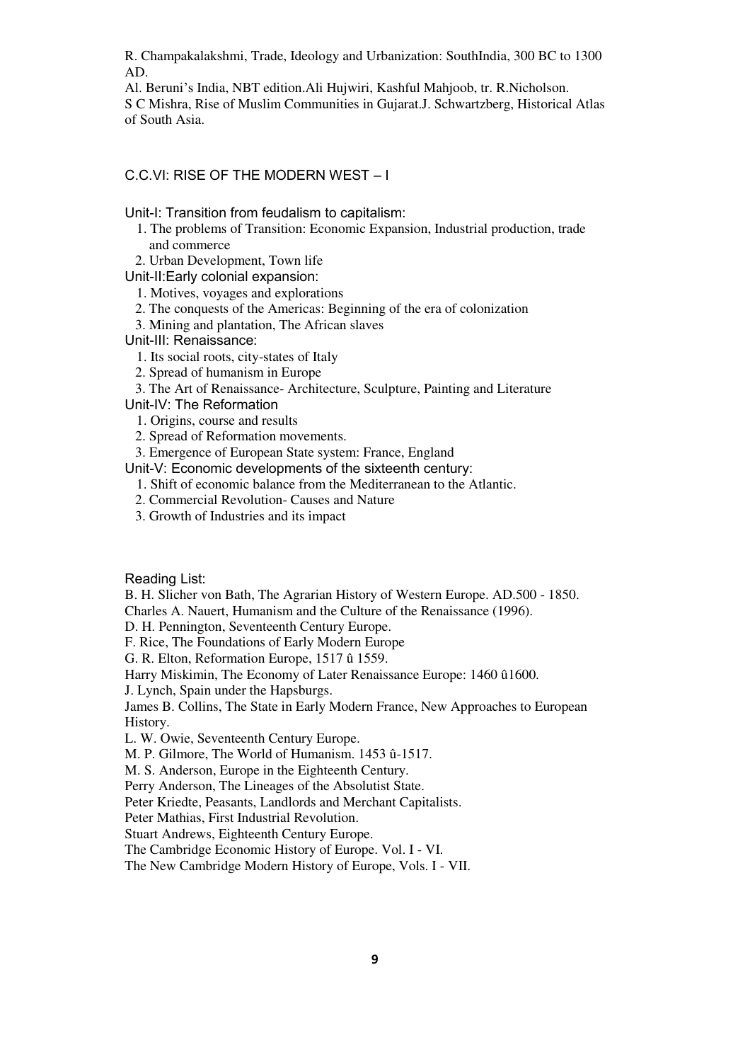R. Champakalakshmi, Trade, Ideology and Urbanization: SouthIndia, 300 BC to 1300 AD.

Al. Beruni's India, NBT edition.Ali Hujwiri, Kashful Mahjoob, tr. R.Nicholson.

S C Mishra, Rise of Muslim Communities in Gujarat.J. Schwartzberg, Historical Atlas of South Asia.

## C.C.VI: RISE OF THE MODERN WEST – I

Unit-I: Transition from feudalism to capitalism:

1. The problems of Transition: Economic Expansion, Industrial production, trade and commerce
2. Urban Development, Town life

Unit-II:Early colonial expansion:

1. Motives, voyages and explorations
2. The conquests of the Americas: Beginning of the era of colonization
3. Mining and plantation, The African slaves

Unit-III: Renaissance:

1. Its social roots, city-states of Italy
2. Spread of humanism in Europe
3. The Art of Renaissance- Architecture, Sculpture, Painting and Literature

Unit-IV: The Reformation

1. Origins, course and results
2. Spread of Reformation movements.
3. Emergence of European State system: France, England

Unit-V: Economic developments of the sixteenth century:

1. Shift of economic balance from the Mediterranean to the Atlantic.
2. Commercial Revolution- Causes and Nature
3. Growth of Industries and its impact

Reading List:

B. H. Slicher von Bath, The Agrarian History of Western Europe. AD.500 - 1850.

Charles A. Nauert, Humanism and the Culture of the Renaissance (1996).

D. H. Pennington, Seventeenth Century Europe.

F. Rice, The Foundations of Early Modern Europe

G. R. Elton, Reformation Europe, 1517 û 1559.

Harry Miskimin, The Economy of Later Renaissance Europe: 1460 û1600.

J. Lynch, Spain under the Hapsburgs.

James B. Collins, The State in Early Modern France, New Approaches to European History.

L. W. Owie, Seventeenth Century Europe.

M. P. Gilmore, The World of Humanism. 1453 û-1517.

M. S. Anderson, Europe in the Eighteenth Century.

Perry Anderson, The Lineages of the Absolutist State.

Peter Kriedte, Peasants, Landlords and Merchant Capitalists.

Peter Mathias, First Industrial Revolution.

Stuart Andrews, Eighteenth Century Europe.

The Cambridge Economic History of Europe. Vol. I - VI.

The New Cambridge Modern History of Europe, Vols. I - VII.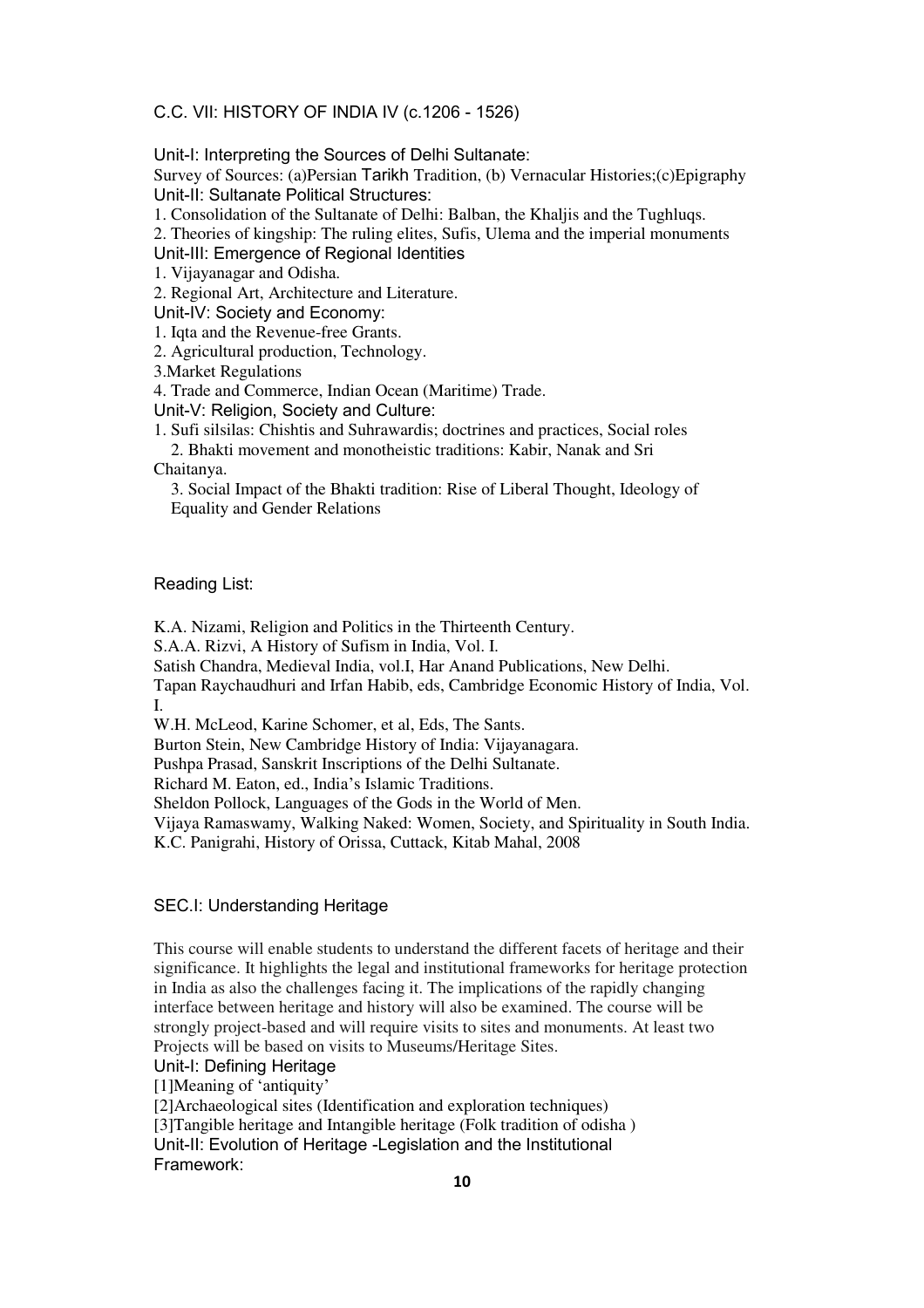## C.C. VII: HISTORY OF INDIA IV (c.1206 - 1526)

### Unit-I: Interpreting the Sources of Delhi Sultanate:

Survey of Sources: (a)Persian Tarikh Tradition, (b) Vernacular Histories;(c)Epigraphy

### Unit-II: Sultanate Political Structures:

1. Consolidation of the Sultanate of Delhi: Balban, the Khaljis and the Tughluqs.
2. Theories of kingship: The ruling elites, Sufis, Ulema and the imperial monuments

### Unit-III: Emergence of Regional Identities

1. Vijayanagar and Odisha.
2. Regional Art, Architecture and Literature.

### Unit-IV: Society and Economy:

1. Iqta and the Revenue-free Grants.
2. Agricultural production, Technology.
3. Market Regulations
4. Trade and Commerce, Indian Ocean (Maritime) Trade.

### Unit-V: Religion, Society and Culture:

1. Sufi silsilas: Chishtis and Suhrawardis; doctrines and practices, Social roles
2. Bhakti movement and monotheistic traditions: Kabir, Nanak and Sri Chaitanya.
3. Social Impact of the Bhakti tradition: Rise of Liberal Thought, Ideology of Equality and Gender Relations

### Reading List:

K.A. Nizami, Religion and Politics in the Thirteenth Century.
S.A.A. Rizvi, A History of Sufism in India, Vol. I.
Satish Chandra, Medieval India, vol.I, Har Anand Publications, New Delhi.
Tapan Raychaudhuri and Irfan Habib, eds, Cambridge Economic History of India, Vol. I.
W.H. McLeod, Karine Schomer, et al, Eds, The Sants.
Burton Stein, New Cambridge History of India: Vijayanagara.
Pushpa Prasad, Sanskrit Inscriptions of the Delhi Sultanate.
Richard M. Eaton, ed., India's Islamic Traditions.
Sheldon Pollock, Languages of the Gods in the World of Men.
Vijaya Ramaswamy, Walking Naked: Women, Society, and Spirituality in South India.
K.C. Panigrahi, History of Orissa, Cuttack, Kitab Mahal, 2008

## SEC.I: Understanding Heritage

This course will enable students to understand the different facets of heritage and their significance. It highlights the legal and institutional frameworks for heritage protection in India as also the challenges facing it. The implications of the rapidly changing interface between heritage and history will also be examined. The course will be strongly project-based and will require visits to sites and monuments. At least two Projects will be based on visits to Museums/Heritage Sites.

### Unit-I: Defining Heritage

[1]Meaning of 'antiquity'
[2]Archaeological sites (Identification and exploration techniques)
[3]Tangible heritage and Intangible heritage (Folk tradition of odisha )

### Unit-II: Evolution of Heritage -Legislation and the Institutional Framework: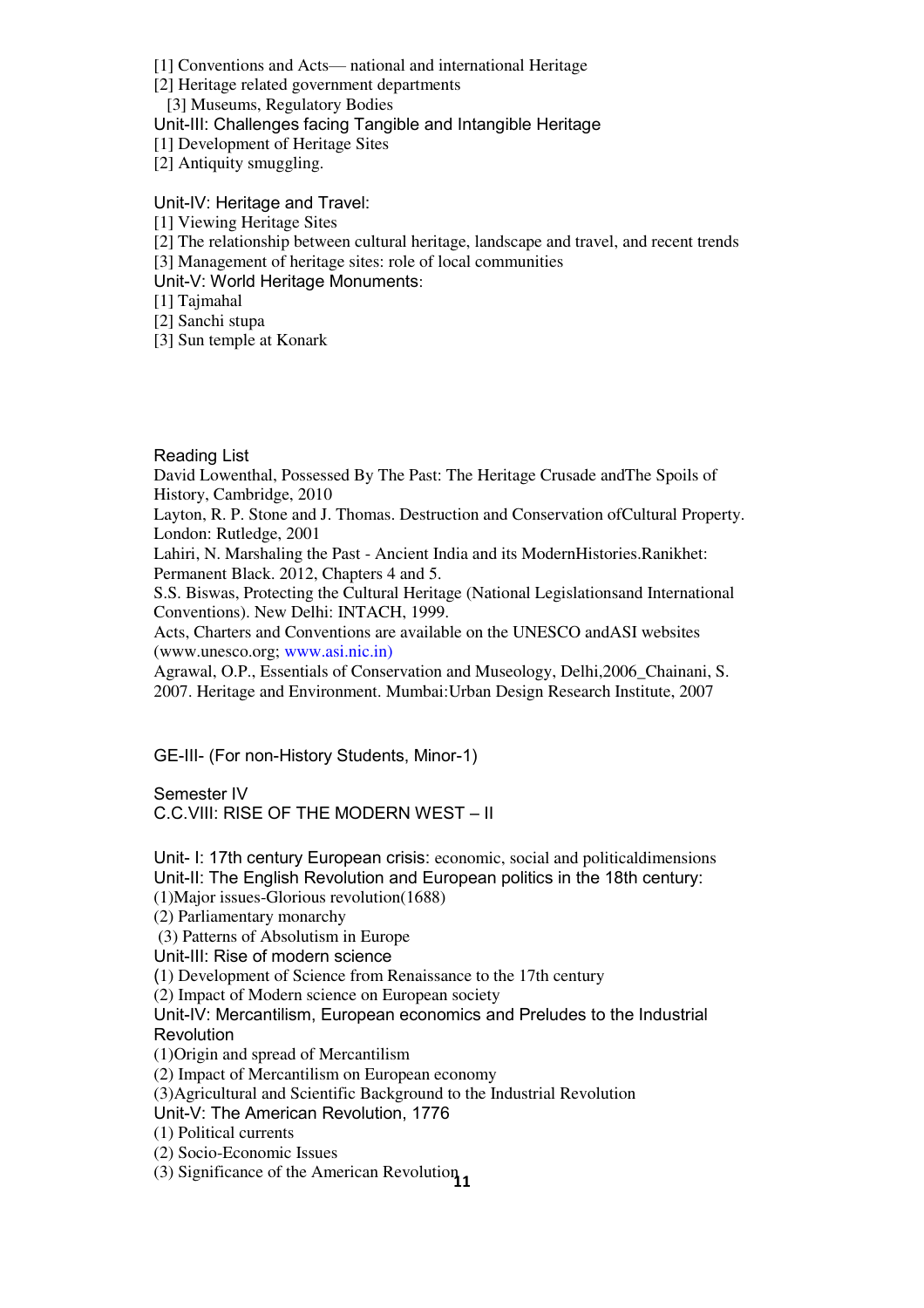[1] Conventions and Acts— national and international Heritage
[2] Heritage related government departments
[3] Museums, Regulatory Bodies

Unit-III: Challenges facing Tangible and Intangible Heritage
[1] Development of Heritage Sites
[2] Antiquity smuggling.

Unit-IV: Heritage and Travel:
[1] Viewing Heritage Sites
[2] The relationship between cultural heritage, landscape and travel, and recent trends
[3] Management of heritage sites: role of local communities

Unit-V: World Heritage Monuments:
[1] Tajmahal
[2] Sanchi stupa
[3] Sun temple at Konark

Reading List

David Lowenthal, Possessed By The Past: The Heritage Crusade andThe Spoils of History, Cambridge, 2010

Layton, R. P. Stone and J. Thomas. Destruction and Conservation ofCultural Property. London: Rutledge, 2001

Lahiri, N. Marshaling the Past - Ancient India and its ModernHistories.Ranikhet: Permanent Black. 2012, Chapters 4 and 5.

S.S. Biswas, Protecting the Cultural Heritage (National Legislationsand International Conventions). New Delhi: INTACH, 1999.

Acts, Charters and Conventions are available on the UNESCO andASI websites (www.unesco.org; www.asi.nic.in)

Agrawal, O.P., Essentials of Conservation and Museology, Delhi,2006_Chainani, S. 2007. Heritage and Environment. Mumbai:Urban Design Research Institute, 2007

GE-III- (For non-History Students, Minor-1)

Semester IV
C.C.VIII: RISE OF THE MODERN WEST – II

Unit- I: 17th century European crisis: economic, social and politicaldimensions

Unit-II: The English Revolution and European politics in the 18th century:
(1)Major issues-Glorious revolution(1688)
(2) Parliamentary monarchy
(3) Patterns of Absolutism in Europe

Unit-III: Rise of modern science
(1) Development of Science from Renaissance to the 17th century
(2) Impact of Modern science on European society

Unit-IV: Mercantilism, European economics and Preludes to the Industrial Revolution
(1)Origin and spread of Mercantilism
(2) Impact of Mercantilism on European economy
(3)Agricultural and Scientific Background to the Industrial Revolution

Unit-V: The American Revolution, 1776
(1) Political currents
(2) Socio-Economic Issues
(3) Significance of the American Revolution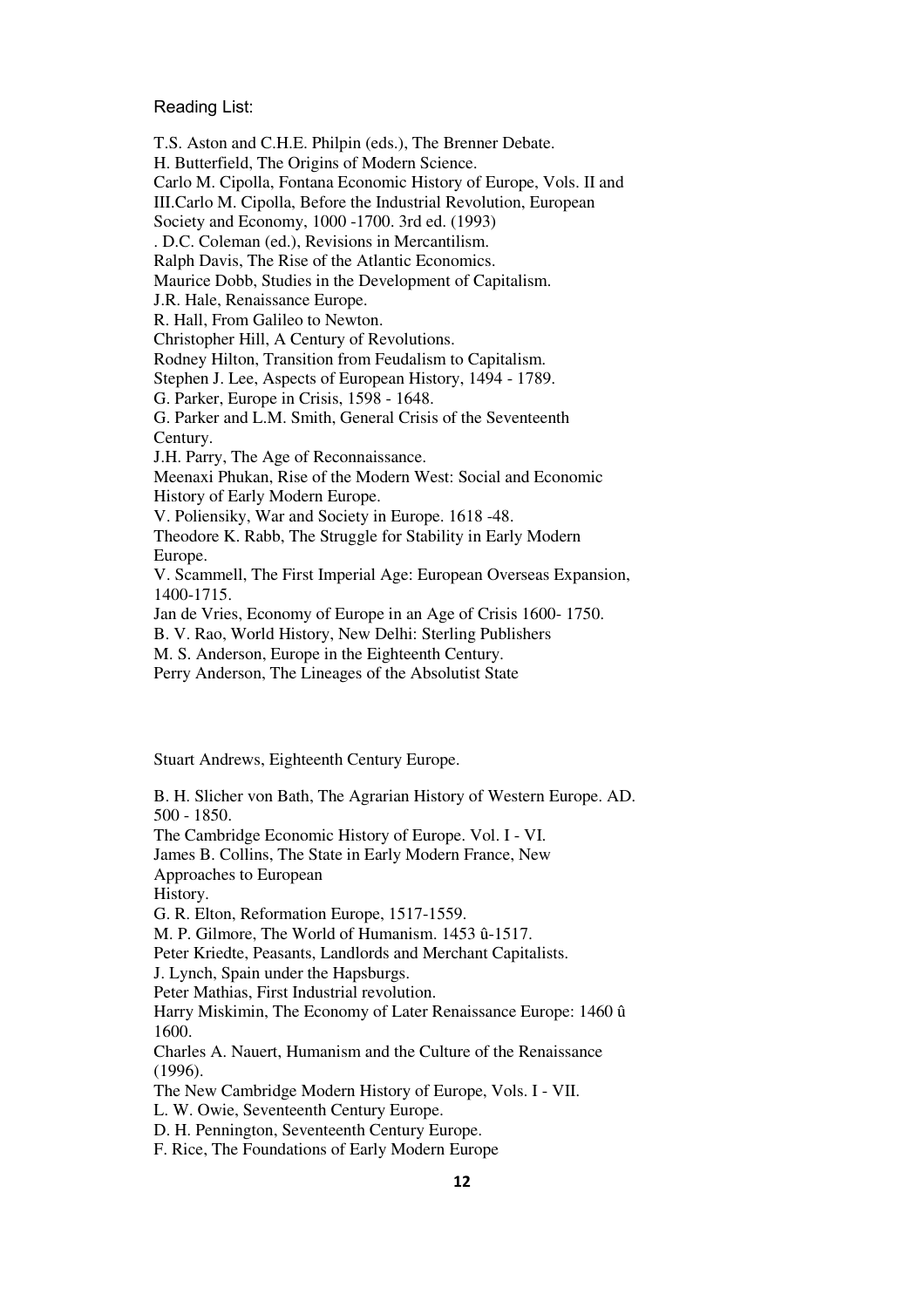Reading List:

T.S. Aston and C.H.E. Philpin (eds.), The Brenner Debate.
H. Butterfield, The Origins of Modern Science.
Carlo M. Cipolla, Fontana Economic History of Europe, Vols. II and III.Carlo M. Cipolla, Before the Industrial Revolution, European Society and Economy, 1000 -1700. 3rd ed. (1993)
. D.C. Coleman (ed.), Revisions in Mercantilism.
Ralph Davis, The Rise of the Atlantic Economics.
Maurice Dobb, Studies in the Development of Capitalism.
J.R. Hale, Renaissance Europe.
R. Hall, From Galileo to Newton.
Christopher Hill, A Century of Revolutions.
Rodney Hilton, Transition from Feudalism to Capitalism.
Stephen J. Lee, Aspects of European History, 1494 - 1789.
G. Parker, Europe in Crisis, 1598 - 1648.
G. Parker and L.M. Smith, General Crisis of the Seventeenth Century.
J.H. Parry, The Age of Reconnaissance.
Meenaxi Phukan, Rise of the Modern West: Social and Economic History of Early Modern Europe.
V. Poliensiky, War and Society in Europe. 1618 -48.
Theodore K. Rabb, The Struggle for Stability in Early Modern Europe.
V. Scammell, The First Imperial Age: European Overseas Expansion, 1400-1715.
Jan de Vries, Economy of Europe in an Age of Crisis 1600- 1750.
B. V. Rao, World History, New Delhi: Sterling Publishers
M. S. Anderson, Europe in the Eighteenth Century.
Perry Anderson, The Lineages of the Absolutist State

Stuart Andrews, Eighteenth Century Europe.

B. H. Slicher von Bath, The Agrarian History of Western Europe. AD. 500 - 1850.
The Cambridge Economic History of Europe. Vol. I - VI.
James B. Collins, The State in Early Modern France, New Approaches to European History.
G. R. Elton, Reformation Europe, 1517-1559.
M. P. Gilmore, The World of Humanism. 1453 û-1517.
Peter Kriedte, Peasants, Landlords and Merchant Capitalists.
J. Lynch, Spain under the Hapsburgs.
Peter Mathias, First Industrial revolution.
Harry Miskimin, The Economy of Later Renaissance Europe: 1460 û 1600.
Charles A. Nauert, Humanism and the Culture of the Renaissance (1996).
The New Cambridge Modern History of Europe, Vols. I - VII.
L. W. Owie, Seventeenth Century Europe.
D. H. Pennington, Seventeenth Century Europe.
F. Rice, The Foundations of Early Modern Europe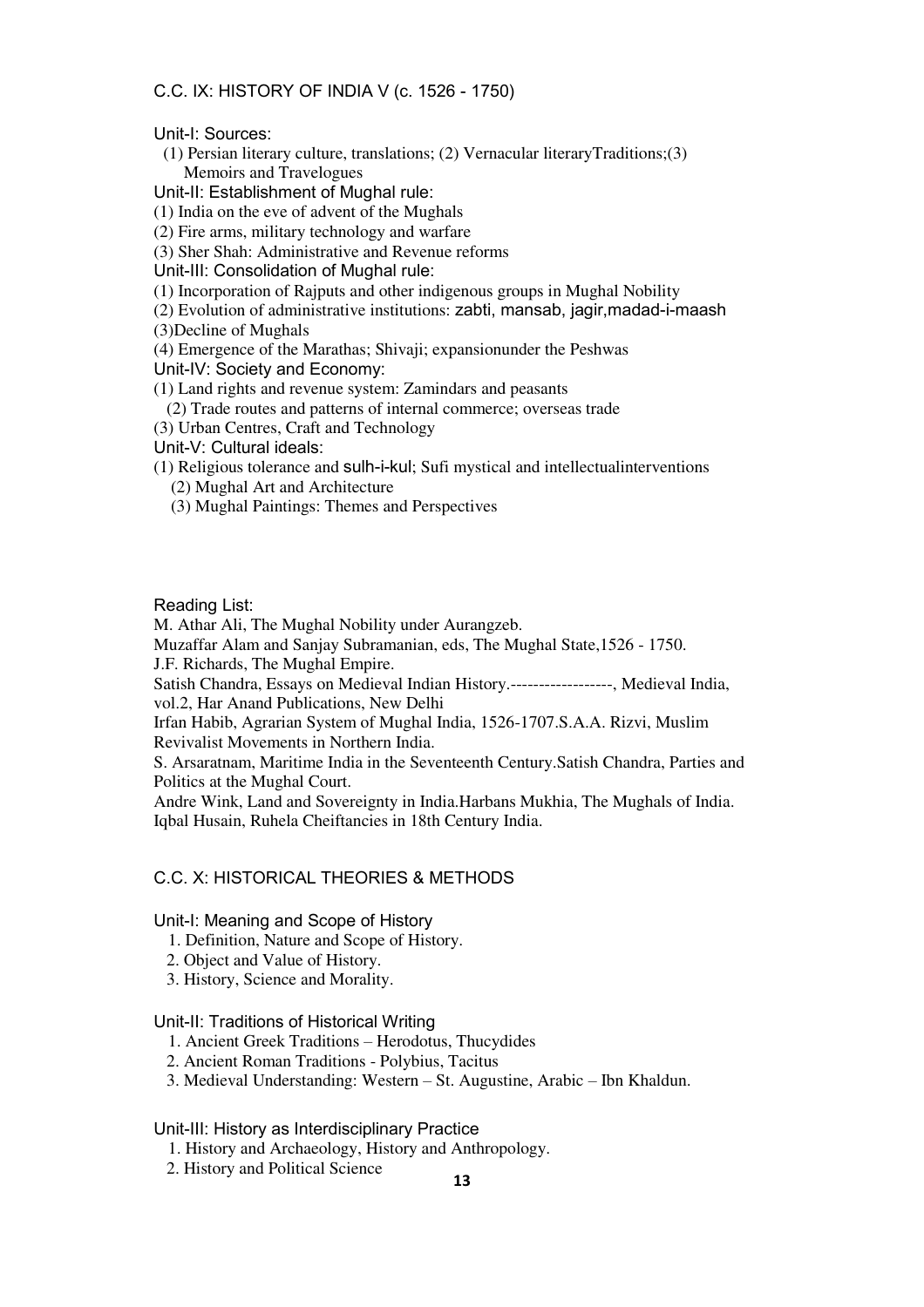## C.C. IX: HISTORY OF INDIA V (c. 1526 - 1750)

Unit-I: Sources:

(1) Persian literary culture, translations; (2) Vernacular literaryTraditions;(3) Memoirs and Travelogues

Unit-II: Establishment of Mughal rule:

(1) India on the eve of advent of the Mughals

(2) Fire arms, military technology and warfare

(3) Sher Shah: Administrative and Revenue reforms

Unit-III: Consolidation of Mughal rule:

(1) Incorporation of Rajputs and other indigenous groups in Mughal Nobility

(2) Evolution of administrative institutions: zabti, mansab, jagir,madad-i-maash

(3)Decline of Mughals

(4) Emergence of the Marathas; Shivaji; expansionunder the Peshwas

Unit-IV: Society and Economy:

(1) Land rights and revenue system: Zamindars and peasants

(2) Trade routes and patterns of internal commerce; overseas trade

(3) Urban Centres, Craft and Technology

Unit-V: Cultural ideals:

(1) Religious tolerance and sulh-i-kul; Sufi mystical and intellectualinterventions

(2) Mughal Art and Architecture

(3) Mughal Paintings: Themes and Perspectives

Reading List:

M. Athar Ali, The Mughal Nobility under Aurangzeb.

Muzaffar Alam and Sanjay Subramanian, eds, The Mughal State,1526 - 1750.

J.F. Richards, The Mughal Empire.

Satish Chandra, Essays on Medieval Indian History.------------------, Medieval India, vol.2, Har Anand Publications, New Delhi

Irfan Habib, Agrarian System of Mughal India, 1526-1707.S.A.A. Rizvi, Muslim Revivalist Movements in Northern India.

S. Arsaratnam, Maritime India in the Seventeenth Century.Satish Chandra, Parties and Politics at the Mughal Court.

Andre Wink, Land and Sovereignty in India.Harbans Mukhia, The Mughals of India.

Iqbal Husain, Ruhela Cheiftancies in 18th Century India.

## C.C. X: HISTORICAL THEORIES & METHODS

Unit-I: Meaning and Scope of History

1. Definition, Nature and Scope of History.
2. Object and Value of History.
3. History, Science and Morality.

Unit-II: Traditions of Historical Writing

1. Ancient Greek Traditions – Herodotus, Thucydides
2. Ancient Roman Traditions - Polybius, Tacitus
3. Medieval Understanding: Western – St. Augustine, Arabic – Ibn Khaldun.

Unit-III: History as Interdisciplinary Practice

1. History and Archaeology, History and Anthropology.
2. History and Political Science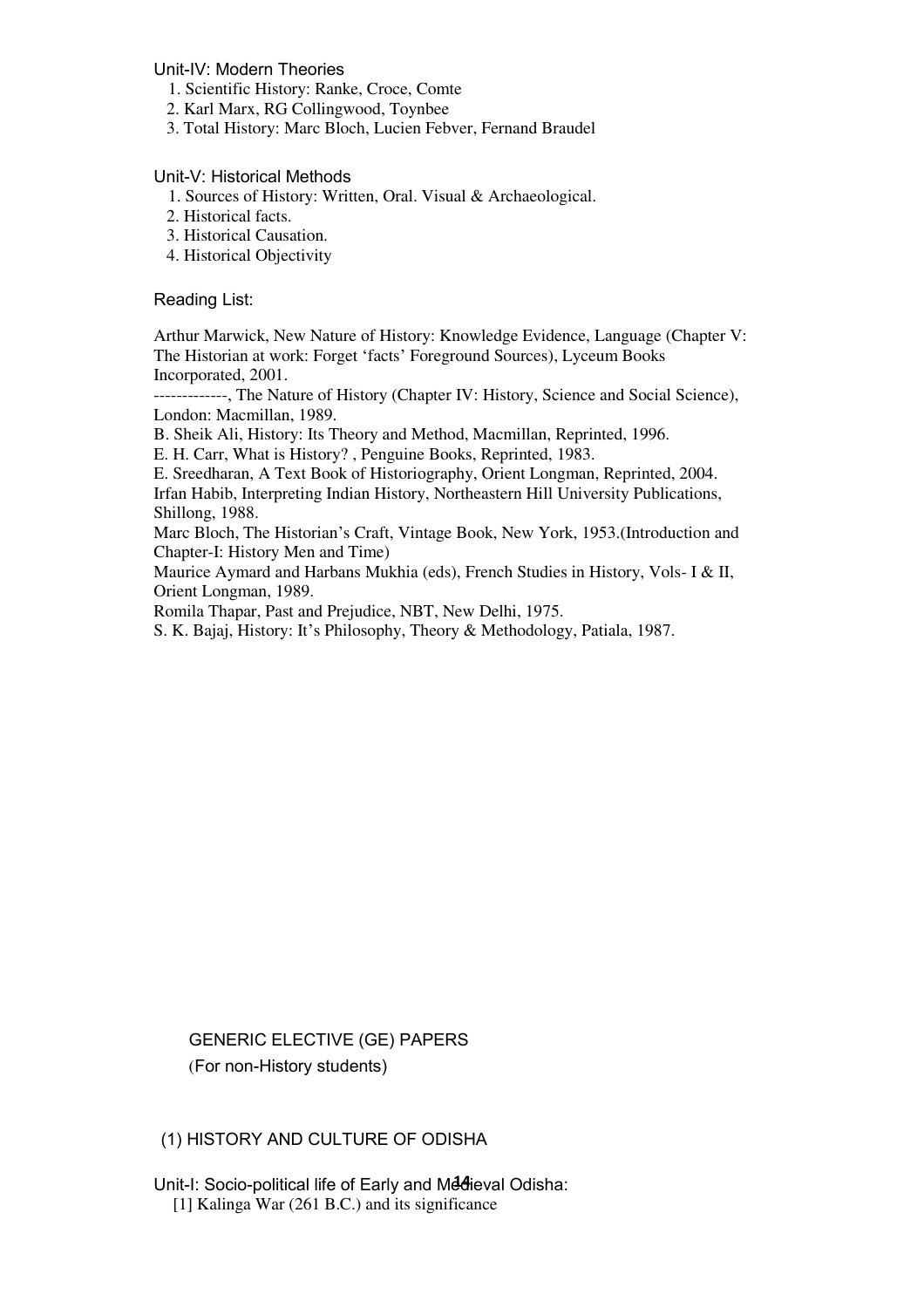Unit-IV: Modern Theories

1. Scientific History: Ranke, Croce, Comte
2. Karl Marx, RG Collingwood, Toynbee
3. Total History: Marc Bloch, Lucien Febver, Fernand Braudel

Unit-V: Historical Methods

1. Sources of History: Written, Oral. Visual & Archaeological.
2. Historical facts.
3. Historical Causation.
4. Historical Objectivity

Reading List:

Arthur Marwick, New Nature of History: Knowledge Evidence, Language (Chapter V: The Historian at work: Forget 'facts' Foreground Sources), Lyceum Books Incorporated, 2001.

-------------, The Nature of History (Chapter IV: History, Science and Social Science), London: Macmillan, 1989.

B. Sheik Ali, History: Its Theory and Method, Macmillan, Reprinted, 1996.

E. H. Carr, What is History? , Penguine Books, Reprinted, 1983.

E. Sreedharan, A Text Book of Historiography, Orient Longman, Reprinted, 2004.

Irfan Habib, Interpreting Indian History, Northeastern Hill University Publications, Shillong, 1988.

Marc Bloch, The Historian's Craft, Vintage Book, New York, 1953.(Introduction and Chapter-I: History Men and Time)

Maurice Aymard and Harbans Mukhia (eds), French Studies in History, Vols- I & II, Orient Longman, 1989.

Romila Thapar, Past and Prejudice, NBT, New Delhi, 1975.

S. K. Bajaj, History: It's Philosophy, Theory & Methodology, Patiala, 1987.

GENERIC ELECTIVE (GE) PAPERS

(For non-History students)

(1) HISTORY AND CULTURE OF ODISHA

Unit-I: Socio-political life of Early and Medieval Odisha:

[1] Kalinga War (261 B.C.) and its significance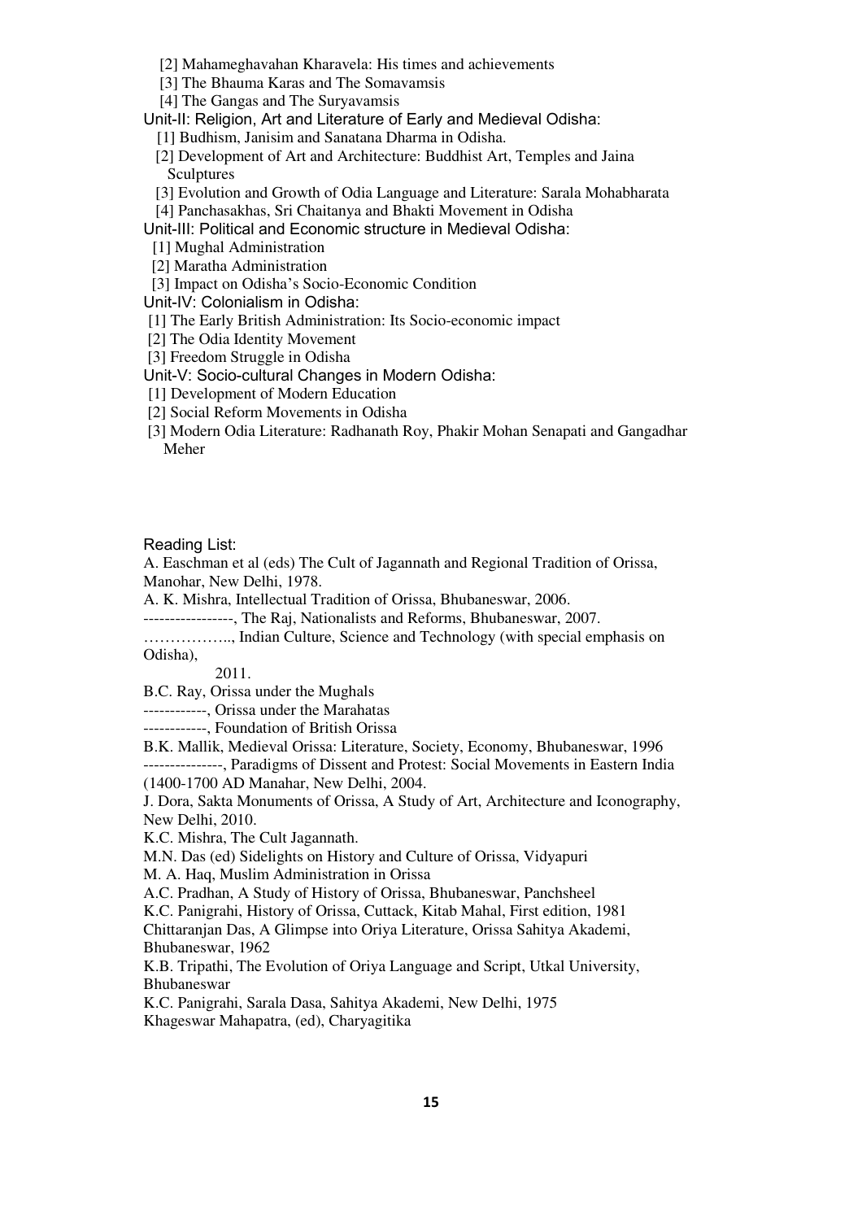[2] Mahameghavahan Kharavela: His times and achievements
[3] The Bhauma Karas and The Somavamsis
[4] The Gangas and The Suryavamsis

Unit-II: Religion, Art and Literature of Early and Medieval Odisha:
[1] Budhism, Janisim and Sanatana Dharma in Odisha.
[2] Development of Art and Architecture: Buddhist Art, Temples and Jaina Sculptures
[3] Evolution and Growth of Odia Language and Literature: Sarala Mohabharata
[4] Panchasakhas, Sri Chaitanya and Bhakti Movement in Odisha

Unit-III: Political and Economic structure in Medieval Odisha:
[1] Mughal Administration
[2] Maratha Administration
[3] Impact on Odisha's Socio-Economic Condition

Unit-IV: Colonialism in Odisha:
[1] The Early British Administration: Its Socio-economic impact
[2] The Odia Identity Movement
[3] Freedom Struggle in Odisha

Unit-V: Socio-cultural Changes in Modern Odisha:
[1] Development of Modern Education
[2] Social Reform Movements in Odisha
[3] Modern Odia Literature: Radhanath Roy, Phakir Mohan Senapati and Gangadhar Meher

Reading List:

A. Easchman et al (eds) The Cult of Jagannath and Regional Tradition of Orissa, Manohar, New Delhi, 1978.

A. K. Mishra, Intellectual Tradition of Orissa, Bhubaneswar, 2006.

-----------------, The Raj, Nationalists and Reforms, Bhubaneswar, 2007.

…………….., Indian Culture, Science and Technology (with special emphasis on Odisha), 2011.

B.C. Ray, Orissa under the Mughals

------------, Orissa under the Marahatas

------------, Foundation of British Orissa

B.K. Mallik, Medieval Orissa: Literature, Society, Economy, Bhubaneswar, 1996

---------------, Paradigms of Dissent and Protest: Social Movements in Eastern India (1400-1700 AD Manahar, New Delhi, 2004.

J. Dora, Sakta Monuments of Orissa, A Study of Art, Architecture and Iconography, New Delhi, 2010.

K.C. Mishra, The Cult Jagannath.

M.N. Das (ed) Sidelights on History and Culture of Orissa, Vidyapuri

M. A. Haq, Muslim Administration in Orissa

A.C. Pradhan, A Study of History of Orissa, Bhubaneswar, Panchsheel

K.C. Panigrahi, History of Orissa, Cuttack, Kitab Mahal, First edition, 1981

Chittaranjan Das, A Glimpse into Oriya Literature, Orissa Sahitya Akademi, Bhubaneswar, 1962

K.B. Tripathi, The Evolution of Oriya Language and Script, Utkal University, Bhubaneswar

K.C. Panigrahi, Sarala Dasa, Sahitya Akademi, New Delhi, 1975

Khageswar Mahapatra, (ed), Charyagitika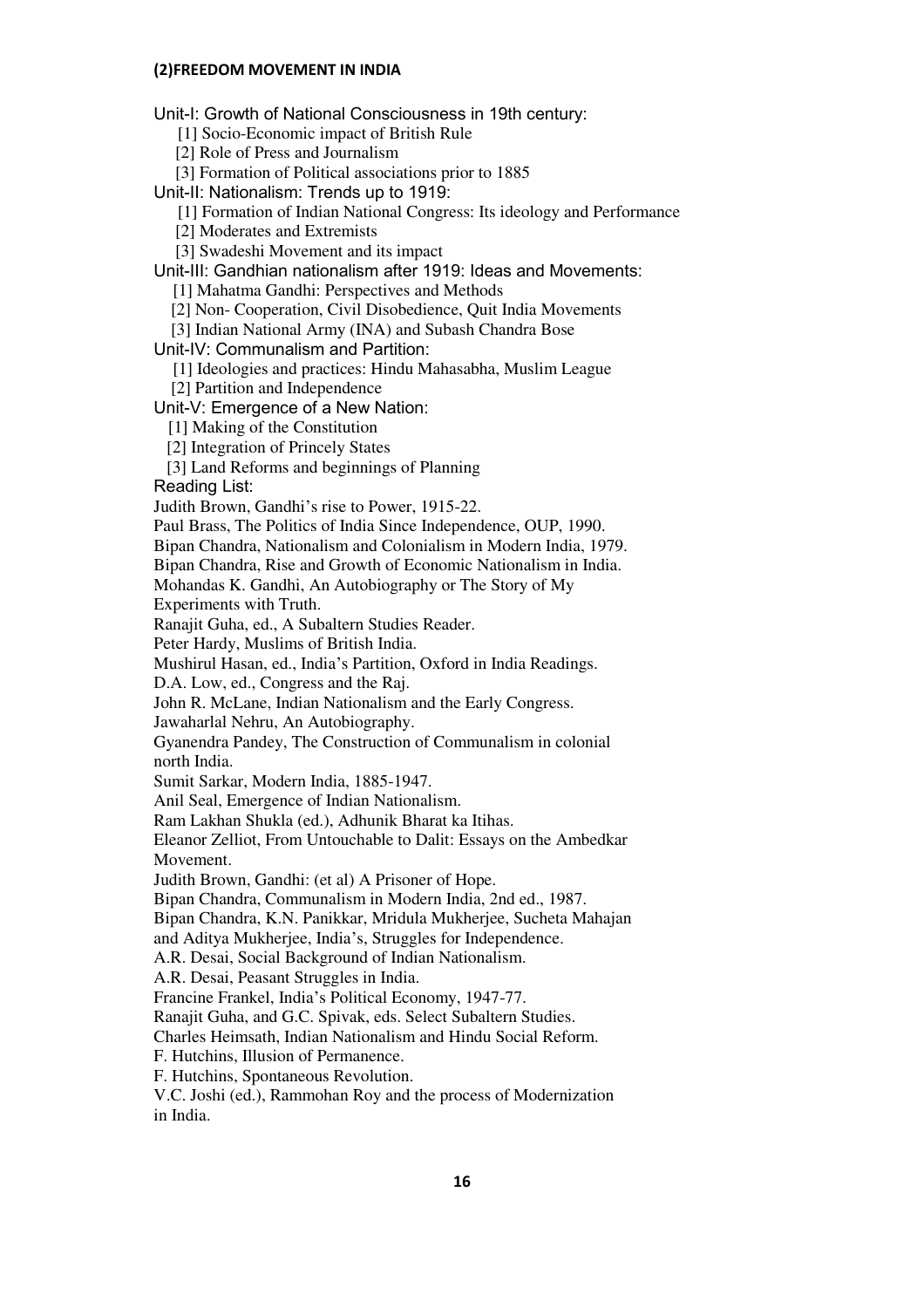## (2)FREEDOM MOVEMENT IN INDIA

Unit-I: Growth of National Consciousness in 19th century:

[1] Socio-Economic impact of British Rule

[2] Role of Press and Journalism

[3] Formation of Political associations prior to 1885

Unit-II: Nationalism: Trends up to 1919:

[1] Formation of Indian National Congress: Its ideology and Performance

[2] Moderates and Extremists

[3] Swadeshi Movement and its impact

Unit-III: Gandhian nationalism after 1919: Ideas and Movements:

[1] Mahatma Gandhi: Perspectives and Methods

[2] Non- Cooperation, Civil Disobedience, Quit India Movements

[3] Indian National Army (INA) and Subash Chandra Bose

Unit-IV: Communalism and Partition:

[1] Ideologies and practices: Hindu Mahasabha, Muslim League

[2] Partition and Independence

Unit-V: Emergence of a New Nation:

[1] Making of the Constitution

[2] Integration of Princely States

[3] Land Reforms and beginnings of Planning

Reading List:

Judith Brown, Gandhi's rise to Power, 1915-22.

Paul Brass, The Politics of India Since Independence, OUP, 1990.

Bipan Chandra, Nationalism and Colonialism in Modern India, 1979.

Bipan Chandra, Rise and Growth of Economic Nationalism in India.

Mohandas K. Gandhi, An Autobiography or The Story of My Experiments with Truth.

Ranajit Guha, ed., A Subaltern Studies Reader.

Peter Hardy, Muslims of British India.

Mushirul Hasan, ed., India's Partition, Oxford in India Readings.

D.A. Low, ed., Congress and the Raj.

John R. McLane, Indian Nationalism and the Early Congress.

Jawaharlal Nehru, An Autobiography.

Gyanendra Pandey, The Construction of Communalism in colonial north India.

Sumit Sarkar, Modern India, 1885-1947.

Anil Seal, Emergence of Indian Nationalism.

Ram Lakhan Shukla (ed.), Adhunik Bharat ka Itihas.

Eleanor Zelliot, From Untouchable to Dalit: Essays on the Ambedkar Movement.

Judith Brown, Gandhi: (et al) A Prisoner of Hope.

Bipan Chandra, Communalism in Modern India, 2nd ed., 1987.

Bipan Chandra, K.N. Panikkar, Mridula Mukherjee, Sucheta Mahajan and Aditya Mukherjee, India's, Struggles for Independence.

A.R. Desai, Social Background of Indian Nationalism.

A.R. Desai, Peasant Struggles in India.

Francine Frankel, India's Political Economy, 1947-77.

Ranajit Guha, and G.C. Spivak, eds. Select Subaltern Studies.

Charles Heimsath, Indian Nationalism and Hindu Social Reform.

F. Hutchins, Illusion of Permanence.

F. Hutchins, Spontaneous Revolution.

V.C. Joshi (ed.), Rammohan Roy and the process of Modernization in India.